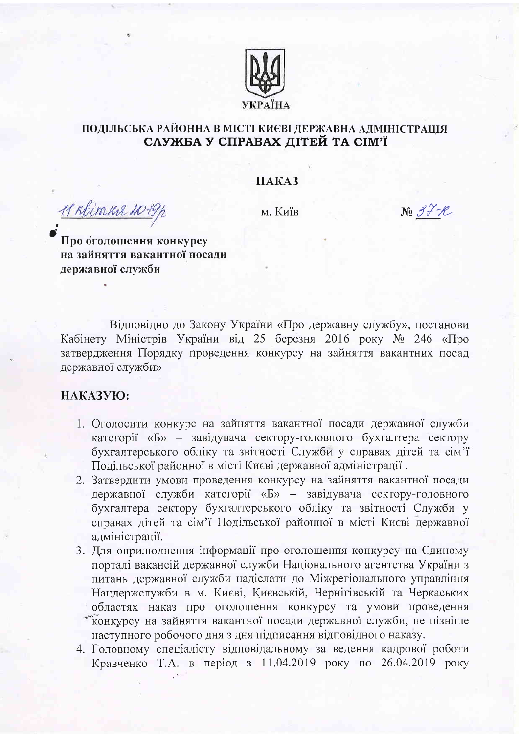УКРАЇНА

**ПОДІЛЬСЬКА РАЙОННА В МІСТІ КИЄВІ ДЕРЖАВНА АДМІНІСТРАЦІЯ**
**СЛУЖБА У СПРАВАХ ДІТЕЙ ТА СІМ'Ї**

# НАКАЗ

11 квітня 2019р — м. Київ — № 37-к

**Про оголошення конкурсу на зайняття вакантної посади державної служби**

Відповідно до Закону України «Про державну службу», постанови Кабінету Міністрів України від 25 березня 2016 року № 246 «Про затвердження Порядку проведення конкурсу на зайняття вакантних посад державної служби»

**НАКАЗУЮ:**

1. Оголосити конкурс на зайняття вакантної посади державної служби категорії «Б» – завідувача сектору-головного бухгалтера сектору бухгалтерського обліку та звітності Служби у справах дітей та сім'ї Подільської районної в місті Києві державної адміністрації .
2. Затвердити умови проведення конкурсу на зайняття вакантної посади державної служби категорії «Б» – завідувача сектору-головного бухгалтера сектору бухгалтерського обліку та звітності Служби у справах дітей та сім'ї Подільської районної в місті Києві державної адміністрації.
3. Для оприлюднення інформації про оголошення конкурсу на Єдиному порталі вакансій державної служби Національного агентства України з питань державної служби надіслати до Міжрегіонального управління Нацдержслужби в м. Києві, Київській, Чернігівській та Черкаських областях наказ про оголошення конкурсу та умови проведення конкурсу на зайняття вакантної посади державної служби, не пізніше наступного робочого дня з дня підписання відповідного наказу.
4. Головному спеціалісту відповідальному за ведення кадрової роботи Кравченко Т.А. в період з 11.04.2019 року по 26.04.2019 року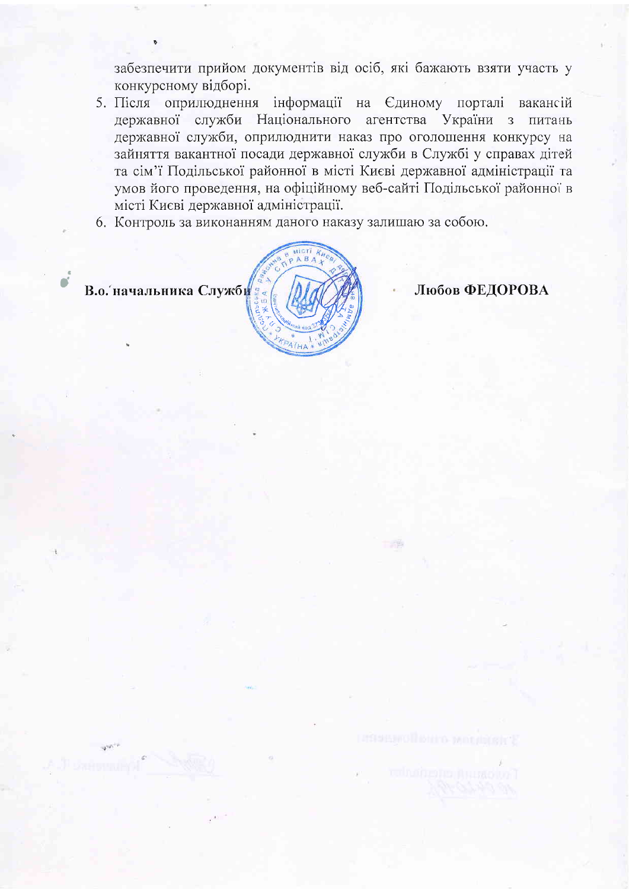забезпечити прийом документів від осіб, які бажають взяти участь у конкурсному відборі.

5. Після оприлюднення інформації на Єдиному порталі вакансій державної служби Національного агентства України з питань державної служби, оприлюднити наказ про оголошення конкурсу на зайняття вакантної посади державної служби в Службі у справах дітей та сім'ї Подільської районної в місті Києві державної адміністрації та умов його проведення, на офіційному веб-сайті Подільської районної в місті Києві державної адміністрації.
6. Контроль за виконанням даного наказу залишаю за собою.

**В.о. начальника Служби** **Любов ФЕДОРОВА**